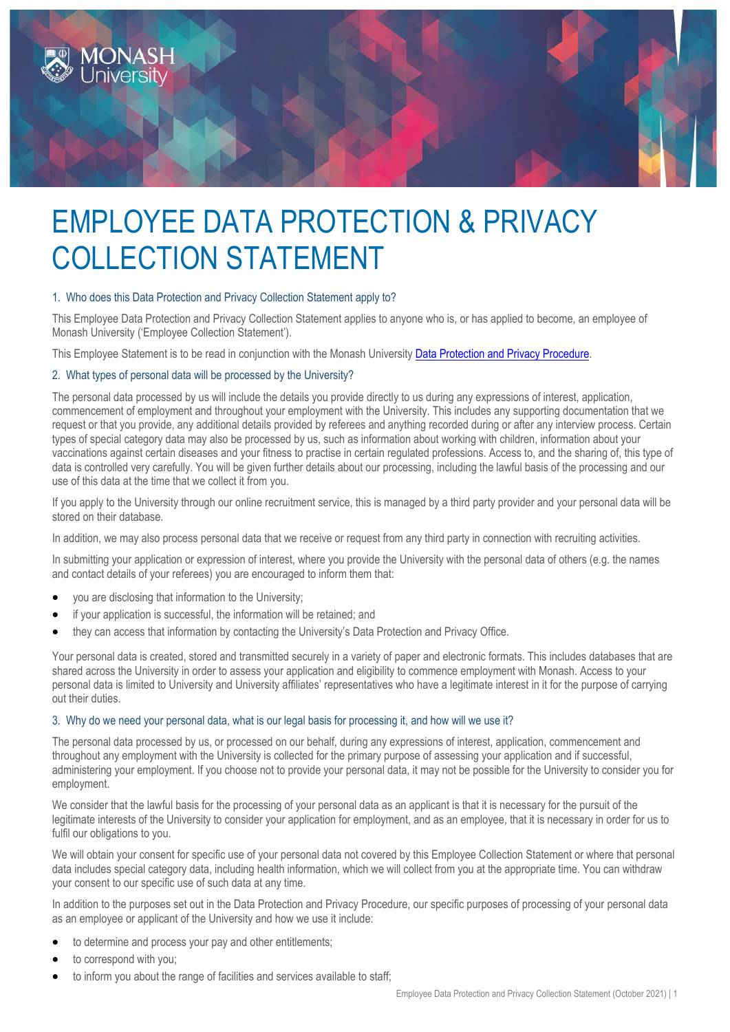# EMPLOYEE DATA PROTECTION & PRIVACY COLLECTION STATEMENT

## 1. Who does this Data Protection and Privacy Collection Statement apply to?

This Employee Data Protection and Privacy Collection Statement applies to anyone who is, or has applied to become, an employee of Monash University ('Employee Collection Statement').

This Employee Statement is to be read in conjunction with the Monash University Data Protection and Privacy Procedure.

## 2. What types of personal data will be processed by the University?

The personal data processed by us will include the details you provide directly to us during any expressions of interest, application, commencement of employment and throughout your employment with the University. This includes any supporting documentation that we request or that you provide, any additional details provided by referees and anything recorded during or after any interview process. Certain types of special category data may also be processed by us, such as information about working with children, information about your vaccinations against certain diseases and your fitness to practise in certain regulated professions. Access to, and the sharing of, this type of data is controlled very carefully. You will be given further details about our processing, including the lawful basis of the processing and our use of this data at the time that we collect it from you.

If you apply to the University through our online recruitment service, this is managed by a third party provider and your personal data will be stored on their database.

In addition, we may also process personal data that we receive or request from any third party in connection with recruiting activities.

In submitting your application or expression of interest, where you provide the University with the personal data of others (e.g. the names and contact details of your referees) you are encouraged to inform them that:

- you are disclosing that information to the University;
- if your application is successful, the information will be retained; and
- they can access that information by contacting the University's Data Protection and Privacy Office.

Your personal data is created, stored and transmitted securely in a variety of paper and electronic formats. This includes databases that are shared across the University in order to assess your application and eligibility to commence employment with Monash. Access to your personal data is limited to University and University affiliates' representatives who have a legitimate interest in it for the purpose of carrying out their duties.

## 3. Why do we need your personal data, what is our legal basis for processing it, and how will we use it?

The personal data processed by us, or processed on our behalf, during any expressions of interest, application, commencement and throughout any employment with the University is collected for the primary purpose of assessing your application and if successful, administering your employment. If you choose not to provide your personal data, it may not be possible for the University to consider you for employment.

We consider that the lawful basis for the processing of your personal data as an applicant is that it is necessary for the pursuit of the legitimate interests of the University to consider your application for employment, and as an employee, that it is necessary in order for us to fulfil our obligations to you.

We will obtain your consent for specific use of your personal data not covered by this Employee Collection Statement or where that personal data includes special category data, including health information, which we will collect from you at the appropriate time. You can withdraw your consent to our specific use of such data at any time.

In addition to the purposes set out in the Data Protection and Privacy Procedure, our specific purposes of processing of your personal data as an employee or applicant of the University and how we use it include:

- to determine and process your pay and other entitlements;
- to correspond with you;
- to inform you about the range of facilities and services available to staff;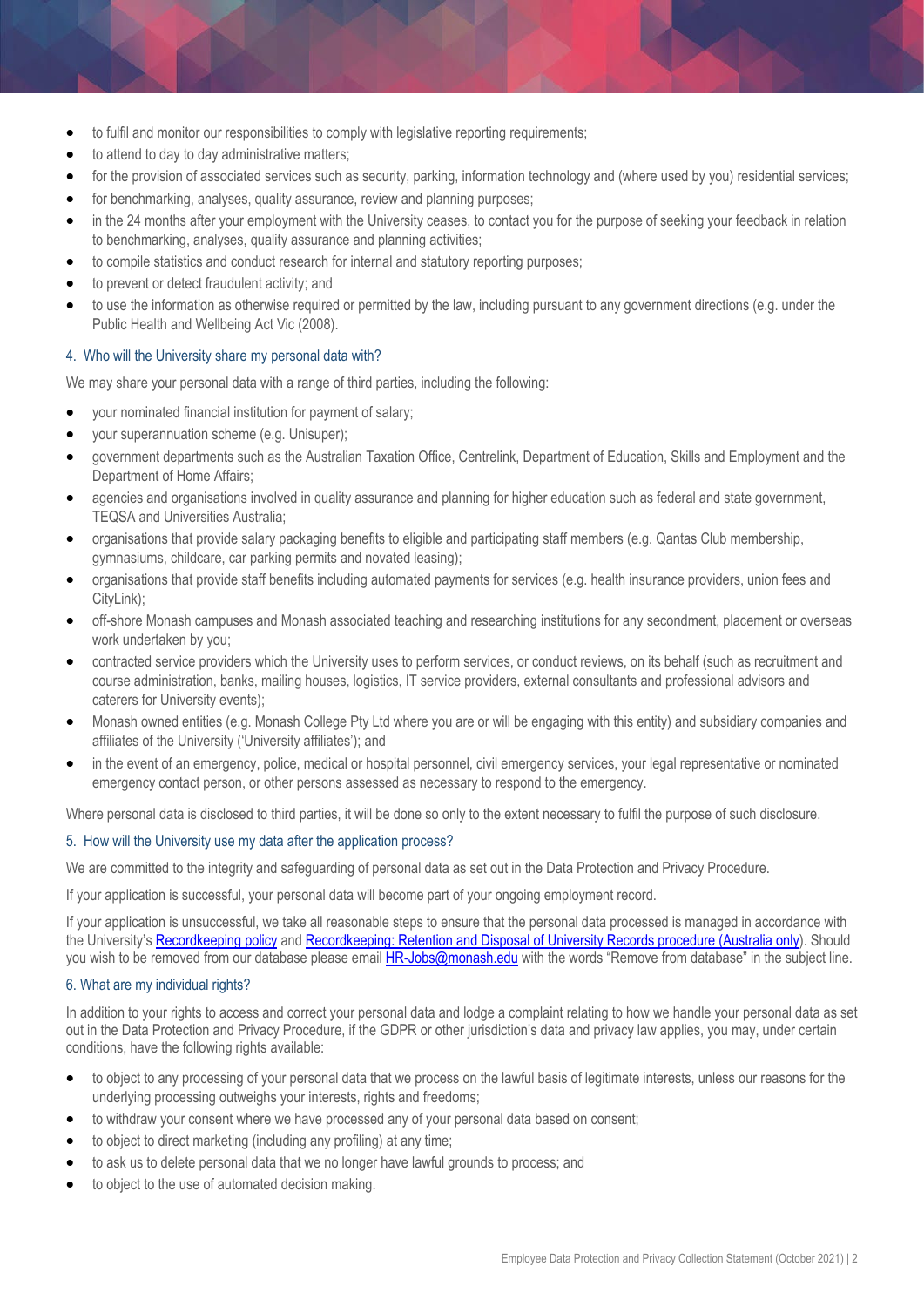- to fulfil and monitor our responsibilities to comply with legislative reporting requirements;
- to attend to day to day administrative matters;
- for the provision of associated services such as security, parking, information technology and (where used by you) residential services;
- for benchmarking, analyses, quality assurance, review and planning purposes;
- in the 24 months after your employment with the University ceases, to contact you for the purpose of seeking your feedback in relation to benchmarking, analyses, quality assurance and planning activities;
- to compile statistics and conduct research for internal and statutory reporting purposes;
- to prevent or detect fraudulent activity; and
- to use the information as otherwise required or permitted by the law, including pursuant to any government directions (e.g. under the Public Health and Wellbeing Act Vic (2008).

## 4. Who will the University share my personal data with?

We may share your personal data with a range of third parties, including the following:

- your nominated financial institution for payment of salary;
- your superannuation scheme (e.g. Unisuper);
- government departments such as the Australian Taxation Office, Centrelink, Department of Education, Skills and Employment and the Department of Home Affairs;
- agencies and organisations involved in quality assurance and planning for higher education such as federal and state government, TEQSA and Universities Australia;
- organisations that provide salary packaging benefits to eligible and participating staff members (e.g. Qantas Club membership, gymnasiums, childcare, car parking permits and novated leasing);
- organisations that provide staff benefits including automated payments for services (e.g. health insurance providers, union fees and CityLink);
- off-shore Monash campuses and Monash associated teaching and researching institutions for any secondment, placement or overseas work undertaken by you;
- contracted service providers which the University uses to perform services, or conduct reviews, on its behalf (such as recruitment and course administration, banks, mailing houses, logistics, IT service providers, external consultants and professional advisors and caterers for University events);
- Monash owned entities (e.g. Monash College Pty Ltd where you are or will be engaging with this entity) and subsidiary companies and affiliates of the University ('University affiliates'); and
- in the event of an emergency, police, medical or hospital personnel, civil emergency services, your legal representative or nominated emergency contact person, or other persons assessed as necessary to respond to the emergency.

Where personal data is disclosed to third parties, it will be done so only to the extent necessary to fulfil the purpose of such disclosure.

## 5. How will the University use my data after the application process?

We are committed to the integrity and safeguarding of personal data as set out in the Data Protection and Privacy Procedure.

If your application is successful, your personal data will become part of your ongoing employment record.

If your application is unsuccessful, we take all reasonable steps to ensure that the personal data processed is managed in accordance with the University's Recordkeeping policy and Recordkeeping: Retention and Disposal of University Records procedure (Australia only). Should you wish to be removed from our database please email HR-Jobs@monash.edu with the words "Remove from database" in the subject line.

## 6. What are my individual rights?

In addition to your rights to access and correct your personal data and lodge a complaint relating to how we handle your personal data as set out in the Data Protection and Privacy Procedure, if the GDPR or other jurisdiction's data and privacy law applies, you may, under certain conditions, have the following rights available:

- to object to any processing of your personal data that we process on the lawful basis of legitimate interests, unless our reasons for the underlying processing outweighs your interests, rights and freedoms;
- to withdraw your consent where we have processed any of your personal data based on consent;
- to object to direct marketing (including any profiling) at any time;
- to ask us to delete personal data that we no longer have lawful grounds to process; and
- to object to the use of automated decision making.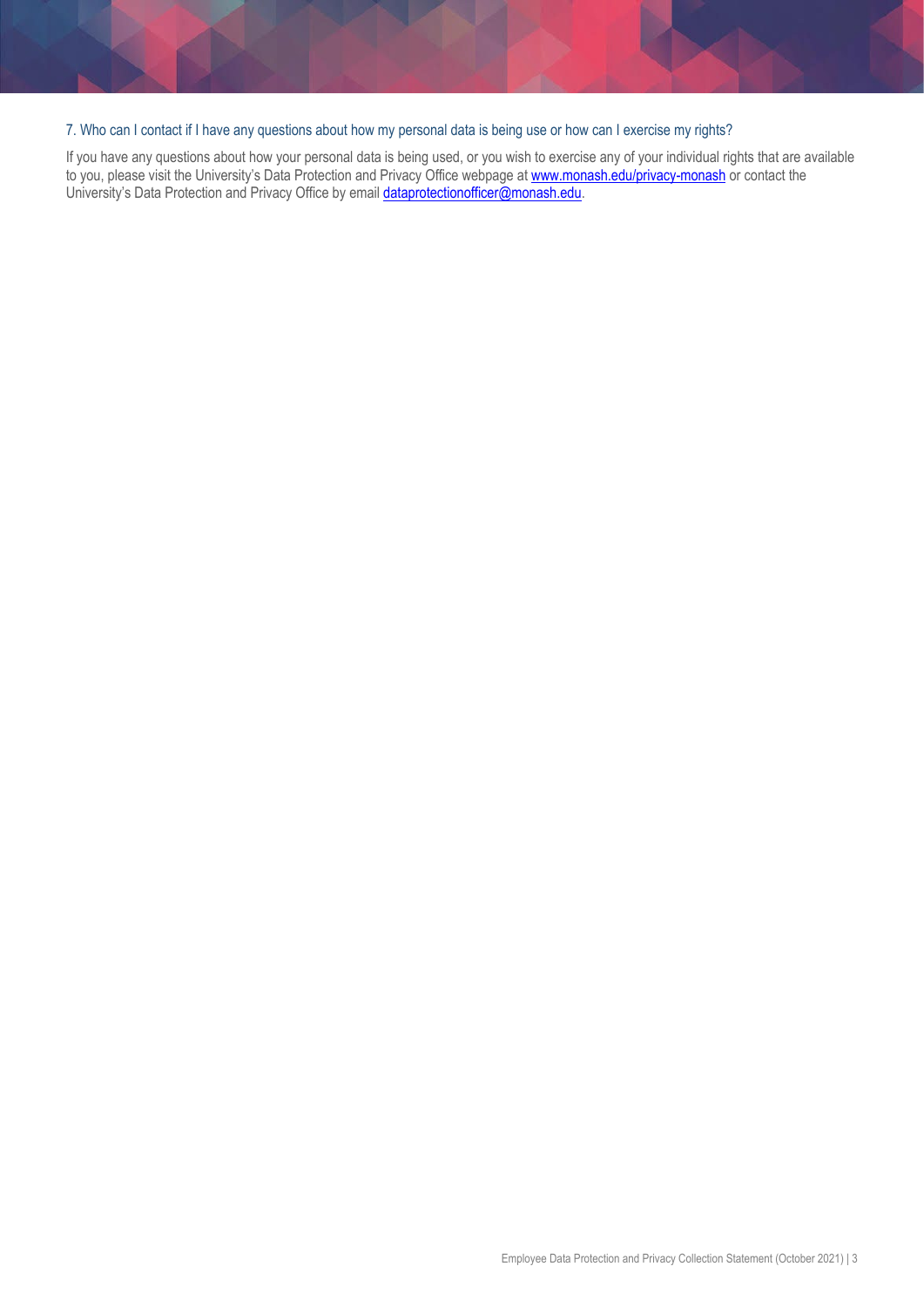### 7. Who can I contact if I have any questions about how my personal data is being use or how can I exercise my rights?

If you have any questions about how your personal data is being used, or you wish to exercise any of your individual rights that are available to you, please visit the University's Data Protection and Privacy Office webpage at [www.monash.edu/privacy-monash](http://www.monash.edu/privacy-monash) or contact the University's Data Protection and Privacy Office by email [dataprotectionofficer@monash.edu](mailto:dataprotectionofficer@monash.edu).